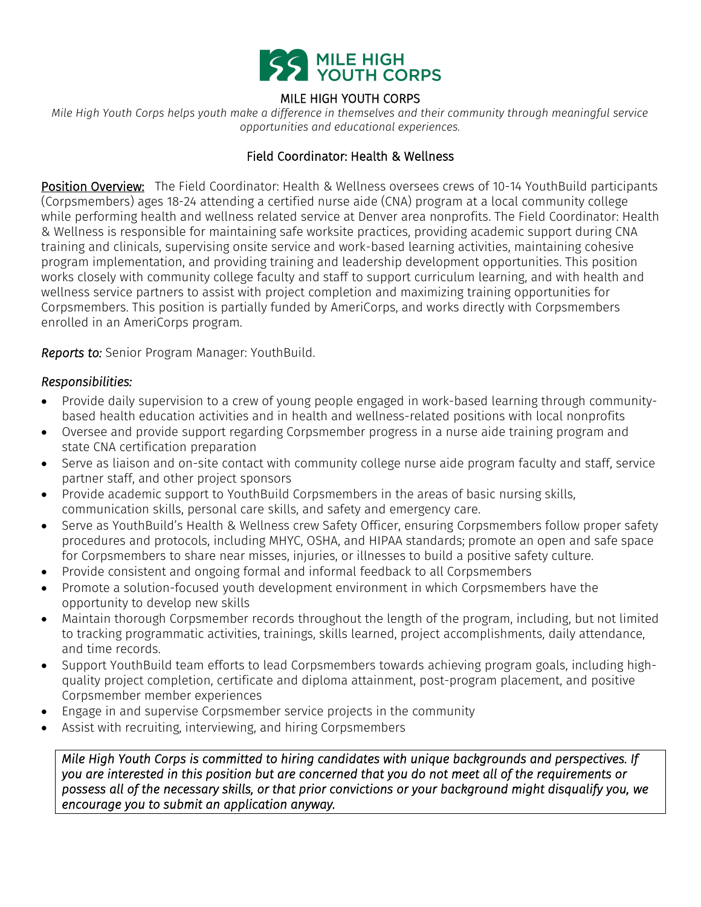# MILE HIGH YOUTH CORPS

*Mile High Youth Corps helps youth make a difference in themselves and their community through meaningful service opportunities and educational experiences.*

## Field Coordinator: Health & Wellness

Position Overview: The Field Coordinator: Health & Wellness oversees crews of 10-14 YouthBuild participants (Corpsmembers) ages 18-24 attending a certified nurse aide (CNA) program at a local community college while performing health and wellness related service at Denver area nonprofits. The Field Coordinator: Health & Wellness is responsible for maintaining safe worksite practices, providing academic support during CNA training and clinicals, supervising onsite service and work-based learning activities, maintaining cohesive program implementation, and providing training and leadership development opportunities. This position works closely with community college faculty and staff to support curriculum learning, and with health and wellness service partners to assist with project completion and maximizing training opportunities for Corpsmembers. This position is partially funded by AmeriCorps, and works directly with Corpsmembers enrolled in an AmeriCorps program.

*Reports to:* Senior Program Manager: YouthBuild.

*Responsibilities:*

- Provide daily supervision to a crew of young people engaged in work-based learning through community-based health education activities and in health and wellness-related positions with local nonprofits
- Oversee and provide support regarding Corpsmember progress in a nurse aide training program and state CNA certification preparation
- Serve as liaison and on-site contact with community college nurse aide program faculty and staff, service partner staff, and other project sponsors
- Provide academic support to YouthBuild Corpsmembers in the areas of basic nursing skills, communication skills, personal care skills, and safety and emergency care.
- Serve as YouthBuild's Health & Wellness crew Safety Officer, ensuring Corpsmembers follow proper safety procedures and protocols, including MHYC, OSHA, and HIPAA standards; promote an open and safe space for Corpsmembers to share near misses, injuries, or illnesses to build a positive safety culture.
- Provide consistent and ongoing formal and informal feedback to all Corpsmembers
- Promote a solution-focused youth development environment in which Corpsmembers have the opportunity to develop new skills
- Maintain thorough Corpsmember records throughout the length of the program, including, but not limited to tracking programmatic activities, trainings, skills learned, project accomplishments, daily attendance, and time records.
- Support YouthBuild team efforts to lead Corpsmembers towards achieving program goals, including high-quality project completion, certificate and diploma attainment, post-program placement, and positive Corpsmember member experiences
- Engage in and supervise Corpsmember service projects in the community
- Assist with recruiting, interviewing, and hiring Corpsmembers

*Mile High Youth Corps is committed to hiring candidates with unique backgrounds and perspectives. If you are interested in this position but are concerned that you do not meet all of the requirements or possess all of the necessary skills, or that prior convictions or your background might disqualify you, we encourage you to submit an application anyway.*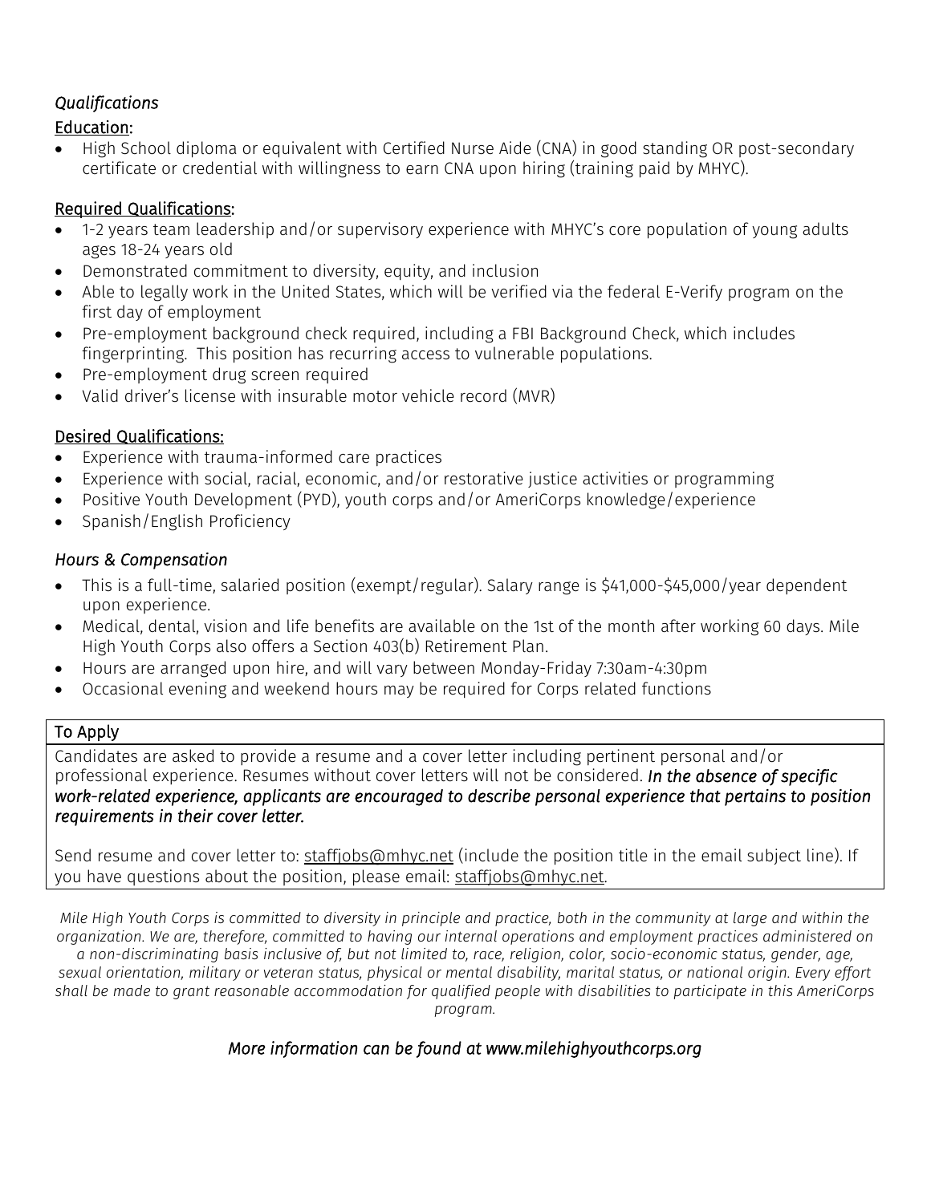*Qualifications*

Education:

- High School diploma or equivalent with Certified Nurse Aide (CNA) in good standing OR post-secondary certificate or credential with willingness to earn CNA upon hiring (training paid by MHYC).

Required Qualifications:

- 1-2 years team leadership and/or supervisory experience with MHYC's core population of young adults ages 18-24 years old
- Demonstrated commitment to diversity, equity, and inclusion
- Able to legally work in the United States, which will be verified via the federal E-Verify program on the first day of employment
- Pre-employment background check required, including a FBI Background Check, which includes fingerprinting. This position has recurring access to vulnerable populations.
- Pre-employment drug screen required
- Valid driver's license with insurable motor vehicle record (MVR)

Desired Qualifications:

- Experience with trauma-informed care practices
- Experience with social, racial, economic, and/or restorative justice activities or programming
- Positive Youth Development (PYD), youth corps and/or AmeriCorps knowledge/experience
- Spanish/English Proficiency

*Hours & Compensation*

- This is a full-time, salaried position (exempt/regular). Salary range is $41,000-$45,000/year dependent upon experience.
- Medical, dental, vision and life benefits are available on the 1st of the month after working 60 days. Mile High Youth Corps also offers a Section 403(b) Retirement Plan.
- Hours are arranged upon hire, and will vary between Monday-Friday 7:30am-4:30pm
- Occasional evening and weekend hours may be required for Corps related functions

**To Apply**

Candidates are asked to provide a resume and a cover letter including pertinent personal and/or professional experience. Resumes without cover letters will not be considered. ***In the absence of specific work-related experience, applicants are encouraged to describe personal experience that pertains to position requirements in their cover letter.***

Send resume and cover letter to: staffjobs@mhyc.net (include the position title in the email subject line). If you have questions about the position, please email: staffjobs@mhyc.net.

*Mile High Youth Corps is committed to diversity in principle and practice, both in the community at large and within the organization. We are, therefore, committed to having our internal operations and employment practices administered on a non-discriminating basis inclusive of, but not limited to, race, religion, color, socio-economic status, gender, age, sexual orientation, military or veteran status, physical or mental disability, marital status, or national origin. Every effort shall be made to grant reasonable accommodation for qualified people with disabilities to participate in this AmeriCorps program.*

*More information can be found at www.milehighyouthcorps.org*